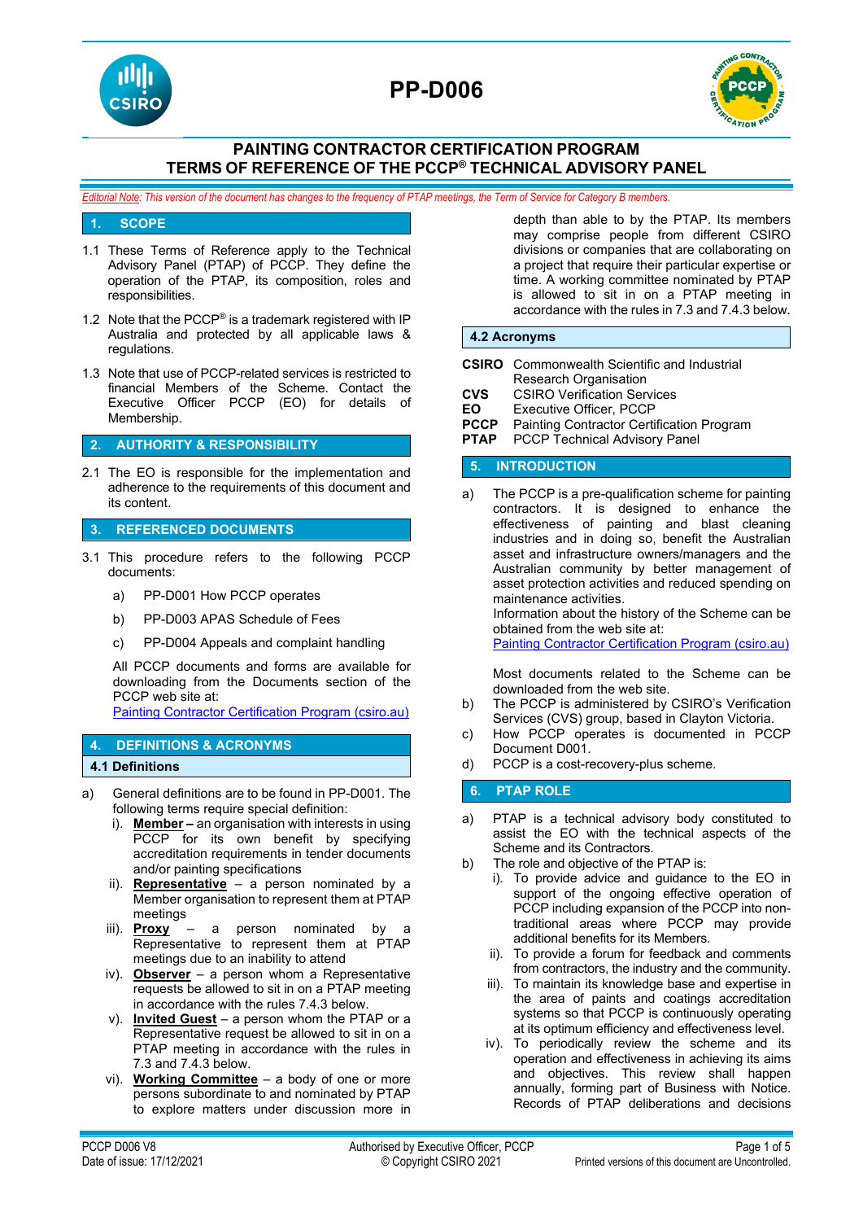# PP-D006

## PAINTING CONTRACTOR CERTIFICATION PROGRAM
## TERMS OF REFERENCE OF THE PCCP® TECHNICAL ADVISORY PANEL

*Editorial Note: This version of the document has changes to the frequency of PTAP meetings, the Term of Service for Category B members.*

## 1. SCOPE

1.1 These Terms of Reference apply to the Technical Advisory Panel (PTAP) of PCCP. They define the operation of the PTAP, its composition, roles and responsibilities.

1.2 Note that the PCCP® is a trademark registered with IP Australia and protected by all applicable laws & regulations.

1.3 Note that use of PCCP-related services is restricted to financial Members of the Scheme. Contact the Executive Officer PCCP (EO) for details of Membership.

## 2. AUTHORITY & RESPONSIBILITY

2.1 The EO is responsible for the implementation and adherence to the requirements of this document and its content.

## 3. REFERENCED DOCUMENTS

3.1 This procedure refers to the following PCCP documents:

a) PP-D001 How PCCP operates

b) PP-D003 APAS Schedule of Fees

c) PP-D004 Appeals and complaint handling

All PCCP documents and forms are available for downloading from the Documents section of the PCCP web site at:
[Painting Contractor Certification Program (csiro.au)](Painting Contractor Certification Program (csiro.au))

## 4. DEFINITIONS & ACRONYMS

### 4.1 Definitions

a) General definitions are to be found in PP-D001. The following terms require special definition:
   i). **Member –** an organisation with interests in using PCCP for its own benefit by specifying accreditation requirements in tender documents and/or painting specifications
   ii). **Representative** – a person nominated by a Member organisation to represent them at PTAP meetings
   iii). **Proxy** – a person nominated by a Representative to represent them at PTAP meetings due to an inability to attend
   iv). **Observer** – a person whom a Representative requests be allowed to sit in on a PTAP meeting in accordance with the rules 7.4.3 below.
   v). **Invited Guest** – a person whom the PTAP or a Representative request be allowed to sit in on a PTAP meeting in accordance with the rules in 7.3 and 7.4.3 below.
   vi). **Working Committee** – a body of one or more persons subordinate to and nominated by PTAP to explore matters under discussion more in depth than able to by the PTAP. Its members may comprise people from different CSIRO divisions or companies that are collaborating on a project that require their particular expertise or time. A working committee nominated by PTAP is allowed to sit in on a PTAP meeting in accordance with the rules in 7.3 and 7.4.3 below.

### 4.2 Acronyms

| | |
|---|---|
| **CSIRO** | Commonwealth Scientific and Industrial Research Organisation |
| **CVS** | CSIRO Verification Services |
| **EO** | Executive Officer, PCCP |
| **PCCP** | Painting Contractor Certification Program |
| **PTAP** | PCCP Technical Advisory Panel |

## 5. INTRODUCTION

a) The PCCP is a pre-qualification scheme for painting contractors. It is designed to enhance the effectiveness of painting and blast cleaning industries and in doing so, benefit the Australian asset and infrastructure owners/managers and the Australian community by better management of asset protection activities and reduced spending on maintenance activities.
Information about the history of the Scheme can be obtained from the web site at:
[Painting Contractor Certification Program (csiro.au)](Painting Contractor Certification Program (csiro.au))

Most documents related to the Scheme can be downloaded from the web site.

b) The PCCP is administered by CSIRO's Verification Services (CVS) group, based in Clayton Victoria.

c) How PCCP operates is documented in PCCP Document D001.

d) PCCP is a cost-recovery-plus scheme.

## 6. PTAP ROLE

a) PTAP is a technical advisory body constituted to assist the EO with the technical aspects of the Scheme and its Contractors.

b) The role and objective of the PTAP is:
   i). To provide advice and guidance to the EO in support of the ongoing effective operation of PCCP including expansion of the PCCP into non-traditional areas where PCCP may provide additional benefits for its Members.
   ii). To provide a forum for feedback and comments from contractors, the industry and the community.
   iii). To maintain its knowledge base and expertise in the area of paints and coatings accreditation systems so that PCCP is continuously operating at its optimum efficiency and effectiveness level.
   iv). To periodically review the scheme and its operation and effectiveness in achieving its aims and objectives. This review shall happen annually, forming part of Business with Notice. Records of PTAP deliberations and decisions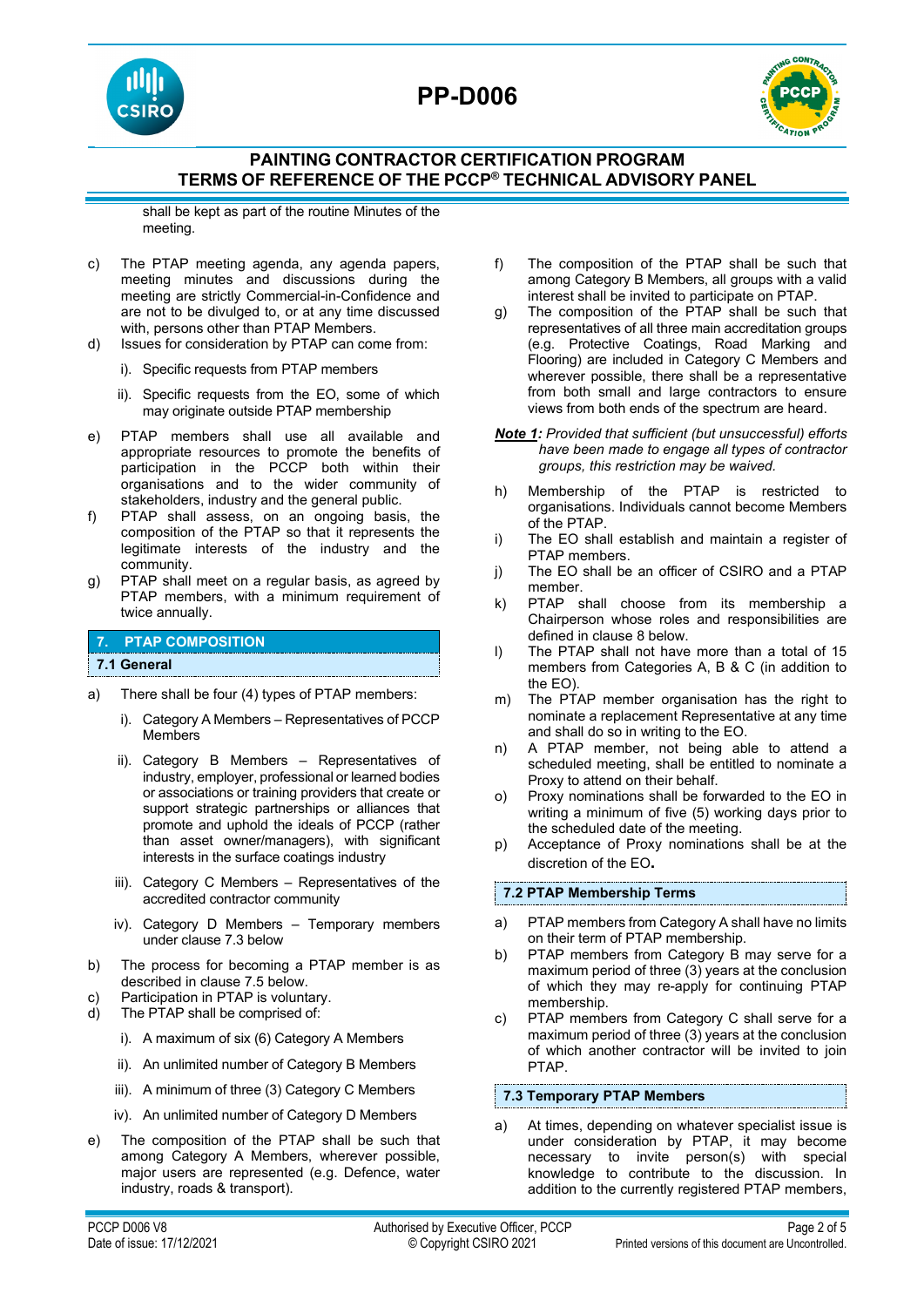shall be kept as part of the routine Minutes of the meeting.

c) The PTAP meeting agenda, any agenda papers, meeting minutes and discussions during the meeting are strictly Commercial-in-Confidence and are not to be divulged to, or at any time discussed with, persons other than PTAP Members.

d) Issues for consideration by PTAP can come from:

   i). Specific requests from PTAP members

   ii). Specific requests from the EO, some of which may originate outside PTAP membership

e) PTAP members shall use all available and appropriate resources to promote the benefits of participation in the PCCP both within their organisations and to the wider community of stakeholders, industry and the general public.

f) PTAP shall assess, on an ongoing basis, the composition of the PTAP so that it represents the legitimate interests of the industry and the community.

g) PTAP shall meet on a regular basis, as agreed by PTAP members, with a minimum requirement of twice annually.

## 7. PTAP COMPOSITION

### 7.1 General

a) There shall be four (4) types of PTAP members:

   i). Category A Members – Representatives of PCCP Members

   ii). Category B Members – Representatives of industry, employer, professional or learned bodies or associations or training providers that create or support strategic partnerships or alliances that promote and uphold the ideals of PCCP (rather than asset owner/managers), with significant interests in the surface coatings industry

   iii). Category C Members – Representatives of the accredited contractor community

   iv). Category D Members – Temporary members under clause 7.3 below

b) The process for becoming a PTAP member is as described in clause 7.5 below.

c) Participation in PTAP is voluntary.

d) The PTAP shall be comprised of:

   i). A maximum of six (6) Category A Members

   ii). An unlimited number of Category B Members

   iii). A minimum of three (3) Category C Members

   iv). An unlimited number of Category D Members

e) The composition of the PTAP shall be such that among Category A Members, wherever possible, major users are represented (e.g. Defence, water industry, roads & transport).

f) The composition of the PTAP shall be such that among Category B Members, all groups with a valid interest shall be invited to participate on PTAP.

g) The composition of the PTAP shall be such that representatives of all three main accreditation groups (e.g. Protective Coatings, Road Marking and Flooring) are included in Category C Members and wherever possible, there shall be a representative from both small and large contractors to ensure views from both ends of the spectrum are heard.

***Note 1:*** *Provided that sufficient (but unsuccessful) efforts have been made to engage all types of contractor groups, this restriction may be waived.*

h) Membership of the PTAP is restricted to organisations. Individuals cannot become Members of the PTAP.

i) The EO shall establish and maintain a register of PTAP members.

j) The EO shall be an officer of CSIRO and a PTAP member.

k) PTAP shall choose from its membership a Chairperson whose roles and responsibilities are defined in clause 8 below.

l) The PTAP shall not have more than a total of 15 members from Categories A, B & C (in addition to the EO).

m) The PTAP member organisation has the right to nominate a replacement Representative at any time and shall do so in writing to the EO.

n) A PTAP member, not being able to attend a scheduled meeting, shall be entitled to nominate a Proxy to attend on their behalf.

o) Proxy nominations shall be forwarded to the EO in writing a minimum of five (5) working days prior to the scheduled date of the meeting.

p) Acceptance of Proxy nominations shall be at the discretion of the EO.

### 7.2 PTAP Membership Terms

a) PTAP members from Category A shall have no limits on their term of PTAP membership.

b) PTAP members from Category B may serve for a maximum period of three (3) years at the conclusion of which they may re-apply for continuing PTAP membership.

c) PTAP members from Category C shall serve for a maximum period of three (3) years at the conclusion of which another contractor will be invited to join PTAP.

### 7.3 Temporary PTAP Members

a) At times, depending on whatever specialist issue is under consideration by PTAP, it may become necessary to invite person(s) with special knowledge to contribute to the discussion. In addition to the currently registered PTAP members,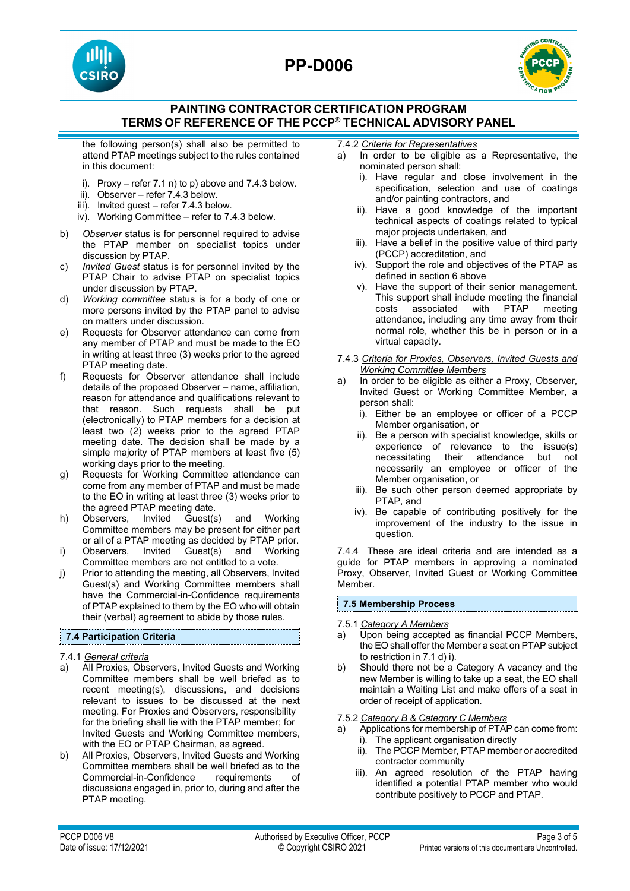the following person(s) shall also be permitted to attend PTAP meetings subject to the rules contained in this document:

i). Proxy – refer 7.1 n) to p) above and 7.4.3 below.
ii). Observer – refer 7.4.3 below.
iii). Invited guest – refer 7.4.3 below.
iv). Working Committee – refer to 7.4.3 below.

b) *Observer* status is for personnel required to advise the PTAP member on specialist topics under discussion by PTAP.

c) *Invited Guest* status is for personnel invited by the PTAP Chair to advise PTAP on specialist topics under discussion by PTAP.

d) *Working committee* status is for a body of one or more persons invited by the PTAP panel to advise on matters under discussion.

e) Requests for Observer attendance can come from any member of PTAP and must be made to the EO in writing at least three (3) weeks prior to the agreed PTAP meeting date.

f) Requests for Observer attendance shall include details of the proposed Observer – name, affiliation, reason for attendance and qualifications relevant to that reason. Such requests shall be put (electronically) to PTAP members for a decision at least two (2) weeks prior to the agreed PTAP meeting date. The decision shall be made by a simple majority of PTAP members at least five (5) working days prior to the meeting.

g) Requests for Working Committee attendance can come from any member of PTAP and must be made to the EO in writing at least three (3) weeks prior to the agreed PTAP meeting date.

h) Observers, Invited Guest(s) and Working Committee members may be present for either part or all of a PTAP meeting as decided by PTAP prior.

i) Observers, Invited Guest(s) and Working Committee members are not entitled to a vote.

j) Prior to attending the meeting, all Observers, Invited Guest(s) and Working Committee members shall have the Commercial-in-Confidence requirements of PTAP explained to them by the EO who will obtain their (verbal) agreement to abide by those rules.

### 7.4 Participation Criteria

7.4.1 *General criteria*

a) All Proxies, Observers, Invited Guests and Working Committee members shall be well briefed as to recent meeting(s), discussions, and decisions relevant to issues to be discussed at the next meeting. For Proxies and Observers, responsibility for the briefing shall lie with the PTAP member; for Invited Guests and Working Committee members, with the EO or PTAP Chairman, as agreed.

b) All Proxies, Observers, Invited Guests and Working Committee members shall be well briefed as to the Commercial-in-Confidence requirements of discussions engaged in, prior to, during and after the PTAP meeting.

7.4.2 *Criteria for Representatives*

a) In order to be eligible as a Representative, the nominated person shall:
   i). Have regular and close involvement in the specification, selection and use of coatings and/or painting contractors, and
   ii). Have a good knowledge of the important technical aspects of coatings related to typical major projects undertaken, and
   iii). Have a belief in the positive value of third party (PCCP) accreditation, and
   iv). Support the role and objectives of the PTAP as defined in section 6 above
   v). Have the support of their senior management. This support shall include meeting the financial costs associated with PTAP meeting attendance, including any time away from their normal role, whether this be in person or in a virtual capacity.

7.4.3 *Criteria for Proxies, Observers, Invited Guests and Working Committee Members*

a) In order to be eligible as either a Proxy, Observer, Invited Guest or Working Committee Member, a person shall:
   i). Either be an employee or officer of a PCCP Member organisation, or
   ii). Be a person with specialist knowledge, skills or experience of relevance to the issue(s) necessitating their attendance but not necessarily an employee or officer of the Member organisation, or
   iii). Be such other person deemed appropriate by PTAP, and
   iv). Be capable of contributing positively for the improvement of the industry to the issue in question.

7.4.4 These are ideal criteria and are intended as a guide for PTAP members in approving a nominated Proxy, Observer, Invited Guest or Working Committee Member.

### 7.5 Membership Process

7.5.1 *Category A Members*

a) Upon being accepted as financial PCCP Members, the EO shall offer the Member a seat on PTAP subject to restriction in 7.1 d) i).

b) Should there not be a Category A vacancy and the new Member is willing to take up a seat, the EO shall maintain a Waiting List and make offers of a seat in order of receipt of application.

7.5.2 *Category B & Category C Members*

a) Applications for membership of PTAP can come from:
   i). The applicant organisation directly
   ii). The PCCP Member, PTAP member or accredited contractor community
   iii). An agreed resolution of the PTAP having identified a potential PTAP member who would contribute positively to PCCP and PTAP.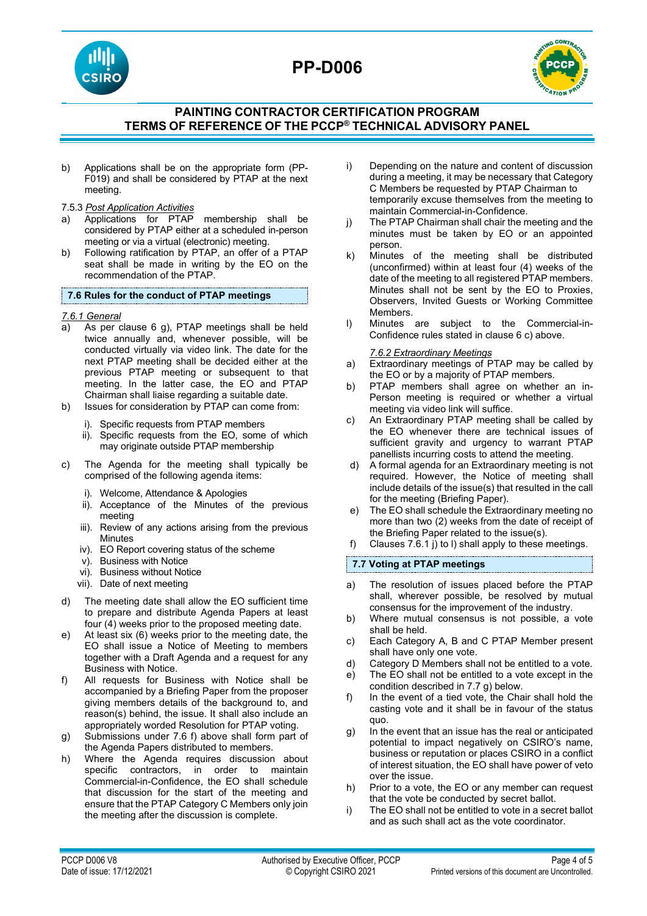b) Applications shall be on the appropriate form (PP-F019) and shall be considered by PTAP at the next meeting.

7.5.3 *Post Application Activities*

a) Applications for PTAP membership shall be considered by PTAP either at a scheduled in-person meeting or via a virtual (electronic) meeting.
b) Following ratification by PTAP, an offer of a PTAP seat shall be made in writing by the EO on the recommendation of the PTAP.

## 7.6 Rules for the conduct of PTAP meetings

*7.6.1 General*

a) As per clause 6 g), PTAP meetings shall be held twice annually and, whenever possible, will be conducted virtually via video link. The date for the next PTAP meeting shall be decided either at the previous PTAP meeting or subsequent to that meeting. In the latter case, the EO and PTAP Chairman shall liaise regarding a suitable date.
b) Issues for consideration by PTAP can come from:
   i). Specific requests from PTAP members
   ii). Specific requests from the EO, some of which may originate outside PTAP membership
c) The Agenda for the meeting shall typically be comprised of the following agenda items:
   i). Welcome, Attendance & Apologies
   ii). Acceptance of the Minutes of the previous meeting
   iii). Review of any actions arising from the previous Minutes
   iv). EO Report covering status of the scheme
   v). Business with Notice
   vi). Business without Notice
   vii). Date of next meeting
d) The meeting date shall allow the EO sufficient time to prepare and distribute Agenda Papers at least four (4) weeks prior to the proposed meeting date.
e) At least six (6) weeks prior to the meeting date, the EO shall issue a Notice of Meeting to members together with a Draft Agenda and a request for any Business with Notice.
f) All requests for Business with Notice shall be accompanied by a Briefing Paper from the proposer giving members details of the background to, and reason(s) behind, the issue. It shall also include an appropriately worded Resolution for PTAP voting.
g) Submissions under 7.6 f) above shall form part of the Agenda Papers distributed to members.
h) Where the Agenda requires discussion about specific contractors, in order to maintain Commercial-in-Confidence, the EO shall schedule that discussion for the start of the meeting and ensure that the PTAP Category C Members only join the meeting after the discussion is complete.
i) Depending on the nature and content of discussion during a meeting, it may be necessary that Category C Members be requested by PTAP Chairman to temporarily excuse themselves from the meeting to maintain Commercial-in-Confidence.
j) The PTAP Chairman shall chair the meeting and the minutes must be taken by EO or an appointed person.
k) Minutes of the meeting shall be distributed (unconfirmed) within at least four (4) weeks of the date of the meeting to all registered PTAP members. Minutes shall not be sent by the EO to Proxies, Observers, Invited Guests or Working Committee Members.
l) Minutes are subject to the Commercial-in-Confidence rules stated in clause 6 c) above.

*7.6.2 Extraordinary Meetings*

a) Extraordinary meetings of PTAP may be called by the EO or by a majority of PTAP members.
b) PTAP members shall agree on whether an in-Person meeting is required or whether a virtual meeting via video link will suffice.
c) An Extraordinary PTAP meeting shall be called by the EO whenever there are technical issues of sufficient gravity and urgency to warrant PTAP panellists incurring costs to attend the meeting.
d) A formal agenda for an Extraordinary meeting is not required. However, the Notice of meeting shall include details of the issue(s) that resulted in the call for the meeting (Briefing Paper).
e) The EO shall schedule the Extraordinary meeting no more than two (2) weeks from the date of receipt of the Briefing Paper related to the issue(s).
f) Clauses 7.6.1 j) to l) shall apply to these meetings.

## 7.7 Voting at PTAP meetings

a) The resolution of issues placed before the PTAP shall, wherever possible, be resolved by mutual consensus for the improvement of the industry.
b) Where mutual consensus is not possible, a vote shall be held.
c) Each Category A, B and C PTAP Member present shall have only one vote.
d) Category D Members shall not be entitled to a vote.
e) The EO shall not be entitled to a vote except in the condition described in 7.7 g) below.
f) In the event of a tied vote, the Chair shall hold the casting vote and it shall be in favour of the status quo.
g) In the event that an issue has the real or anticipated potential to impact negatively on CSIRO's name, business or reputation or places CSIRO in a conflict of interest situation, the EO shall have power of veto over the issue.
h) Prior to a vote, the EO or any member can request that the vote be conducted by secret ballot.
i) The EO shall not be entitled to vote in a secret ballot and as such shall act as the vote coordinator.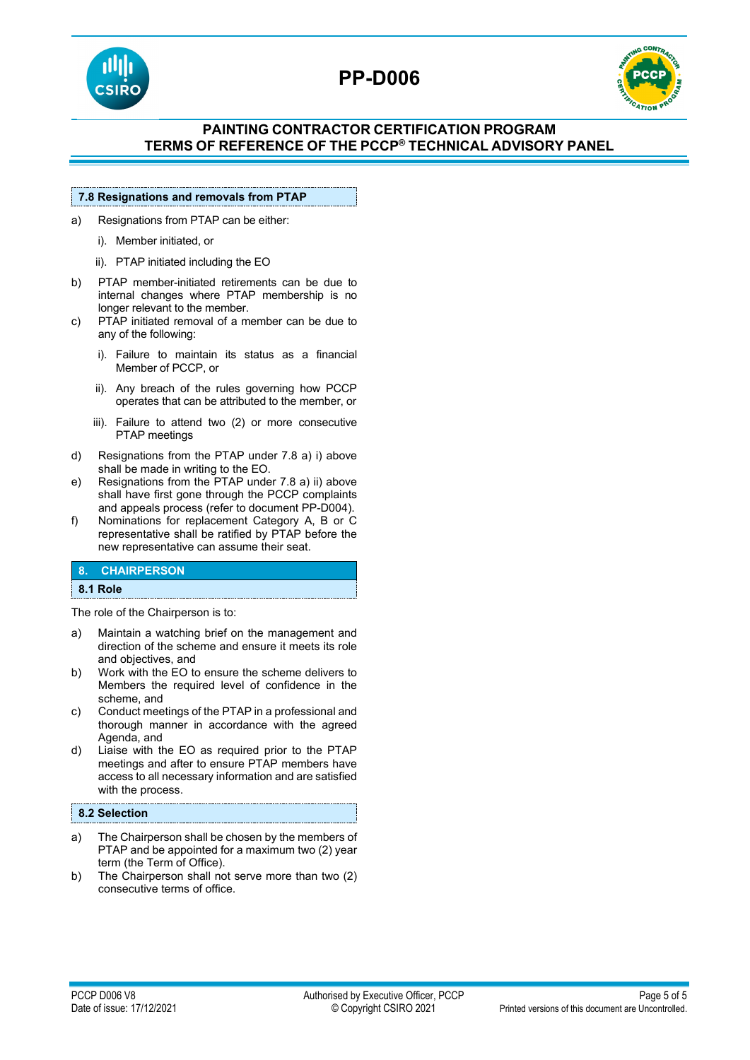### 7.8 Resignations and removals from PTAP

a) Resignations from PTAP can be either:

   i). Member initiated, or

   ii). PTAP initiated including the EO

b) PTAP member-initiated retirements can be due to internal changes where PTAP membership is no longer relevant to the member.

c) PTAP initiated removal of a member can be due to any of the following:

   i). Failure to maintain its status as a financial Member of PCCP, or

   ii). Any breach of the rules governing how PCCP operates that can be attributed to the member, or

   iii). Failure to attend two (2) or more consecutive PTAP meetings

d) Resignations from the PTAP under 7.8 a) i) above shall be made in writing to the EO.

e) Resignations from the PTAP under 7.8 a) ii) above shall have first gone through the PCCP complaints and appeals process (refer to document PP-D004).

f) Nominations for replacement Category A, B or C representative shall be ratified by PTAP before the new representative can assume their seat.

## 8. CHAIRPERSON

### 8.1 Role

The role of the Chairperson is to:

a) Maintain a watching brief on the management and direction of the scheme and ensure it meets its role and objectives, and

b) Work with the EO to ensure the scheme delivers to Members the required level of confidence in the scheme, and

c) Conduct meetings of the PTAP in a professional and thorough manner in accordance with the agreed Agenda, and

d) Liaise with the EO as required prior to the PTAP meetings and after to ensure PTAP members have access to all necessary information and are satisfied with the process.

### 8.2 Selection

a) The Chairperson shall be chosen by the members of PTAP and be appointed for a maximum two (2) year term (the Term of Office).

b) The Chairperson shall not serve more than two (2) consecutive terms of office.